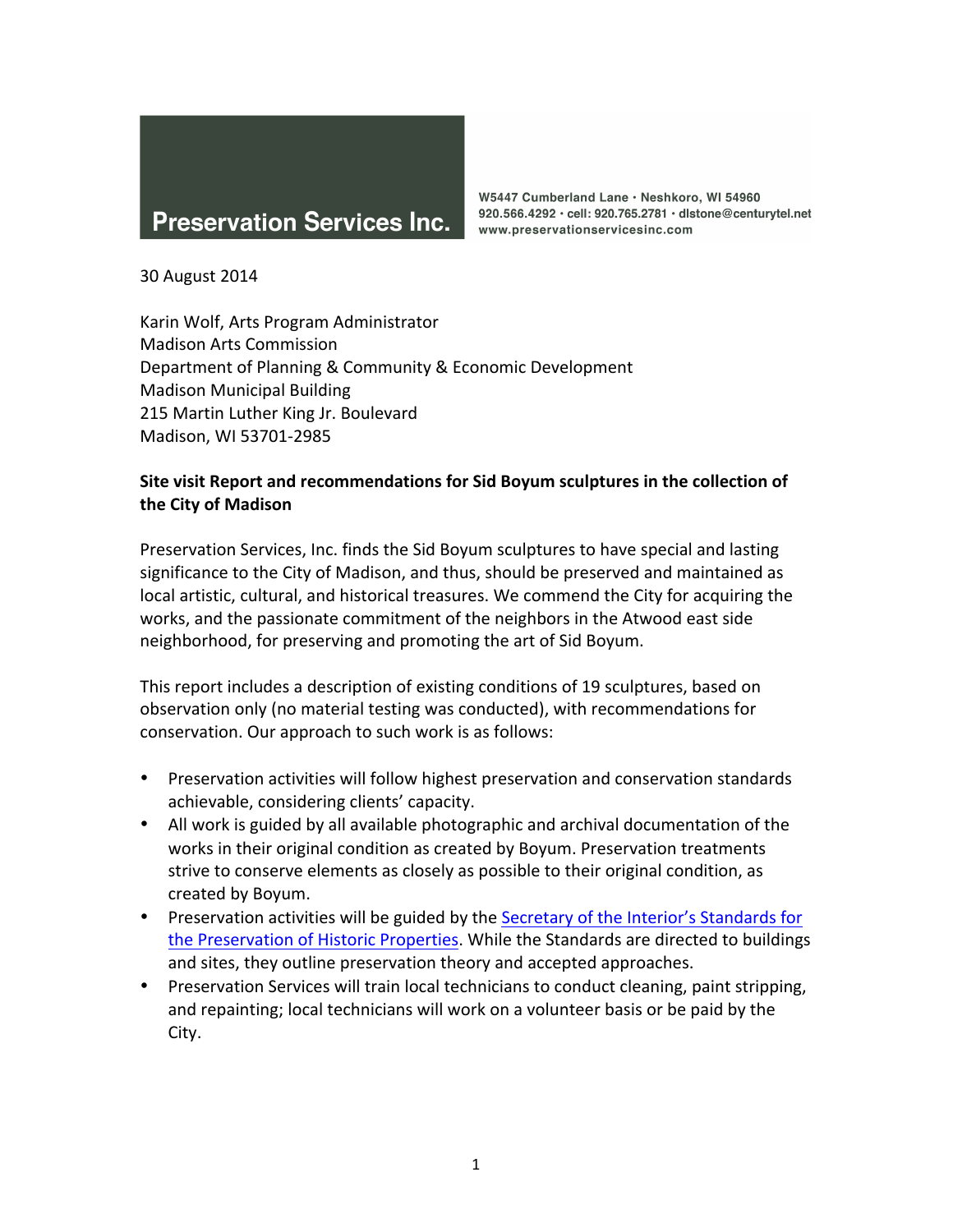**Preservation Services Inc.**

W5447 Cumberland Lane · Neshkoro, WI 54960
920.566.4292 · cell: 920.765.2781 · dlstone@centurytel.net
www.preservationservicesinc.com

30 August 2014

Karin Wolf, Arts Program Administrator
Madison Arts Commission
Department of Planning & Community & Economic Development
Madison Municipal Building
215 Martin Luther King Jr. Boulevard
Madison, WI 53701-2985

**Site visit Report and recommendations for Sid Boyum sculptures in the collection of the City of Madison**

Preservation Services, Inc. finds the Sid Boyum sculptures to have special and lasting significance to the City of Madison, and thus, should be preserved and maintained as local artistic, cultural, and historical treasures. We commend the City for acquiring the works, and the passionate commitment of the neighbors in the Atwood east side neighborhood, for preserving and promoting the art of Sid Boyum.

This report includes a description of existing conditions of 19 sculptures, based on observation only (no material testing was conducted), with recommendations for conservation. Our approach to such work is as follows:

- Preservation activities will follow highest preservation and conservation standards achievable, considering clients' capacity.
- All work is guided by all available photographic and archival documentation of the works in their original condition as created by Boyum. Preservation treatments strive to conserve elements as closely as possible to their original condition, as created by Boyum.
- Preservation activities will be guided by the Secretary of the Interior's Standards for the Preservation of Historic Properties. While the Standards are directed to buildings and sites, they outline preservation theory and accepted approaches.
- Preservation Services will train local technicians to conduct cleaning, paint stripping, and repainting; local technicians will work on a volunteer basis or be paid by the City.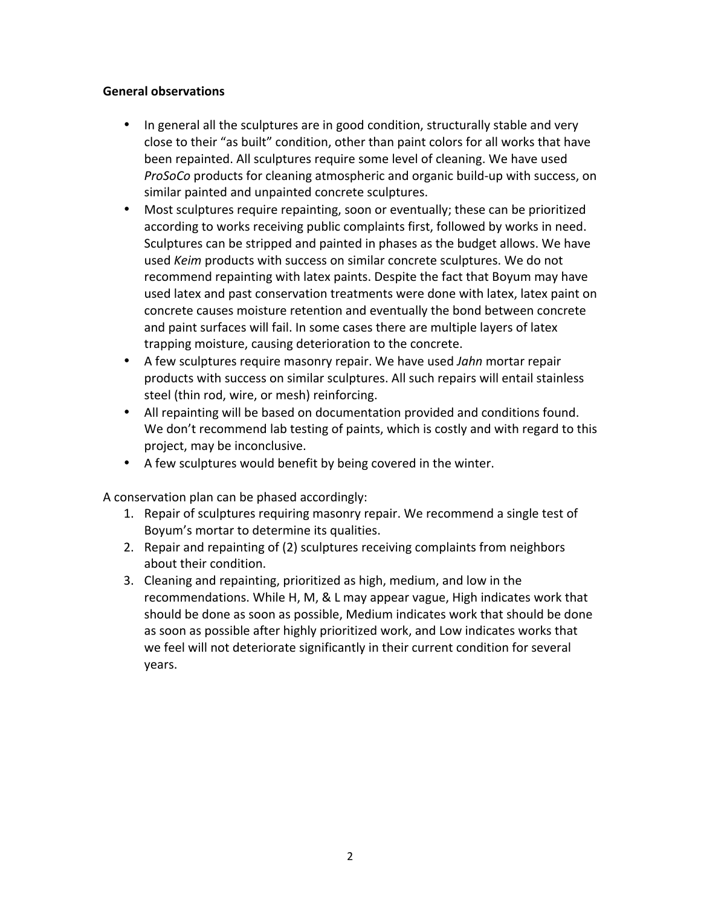**General observations**

- In general all the sculptures are in good condition, structurally stable and very close to their "as built" condition, other than paint colors for all works that have been repainted. All sculptures require some level of cleaning. We have used *ProSoCo* products for cleaning atmospheric and organic build-up with success, on similar painted and unpainted concrete sculptures.
- Most sculptures require repainting, soon or eventually; these can be prioritized according to works receiving public complaints first, followed by works in need. Sculptures can be stripped and painted in phases as the budget allows. We have used *Keim* products with success on similar concrete sculptures. We do not recommend repainting with latex paints. Despite the fact that Boyum may have used latex and past conservation treatments were done with latex, latex paint on concrete causes moisture retention and eventually the bond between concrete and paint surfaces will fail. In some cases there are multiple layers of latex trapping moisture, causing deterioration to the concrete.
- A few sculptures require masonry repair. We have used *Jahn* mortar repair products with success on similar sculptures. All such repairs will entail stainless steel (thin rod, wire, or mesh) reinforcing.
- All repainting will be based on documentation provided and conditions found. We don't recommend lab testing of paints, which is costly and with regard to this project, may be inconclusive.
- A few sculptures would benefit by being covered in the winter.

A conservation plan can be phased accordingly:

1. Repair of sculptures requiring masonry repair. We recommend a single test of Boyum's mortar to determine its qualities.
2. Repair and repainting of (2) sculptures receiving complaints from neighbors about their condition.
3. Cleaning and repainting, prioritized as high, medium, and low in the recommendations. While H, M, & L may appear vague, High indicates work that should be done as soon as possible, Medium indicates work that should be done as soon as possible after highly prioritized work, and Low indicates works that we feel will not deteriorate significantly in their current condition for several years.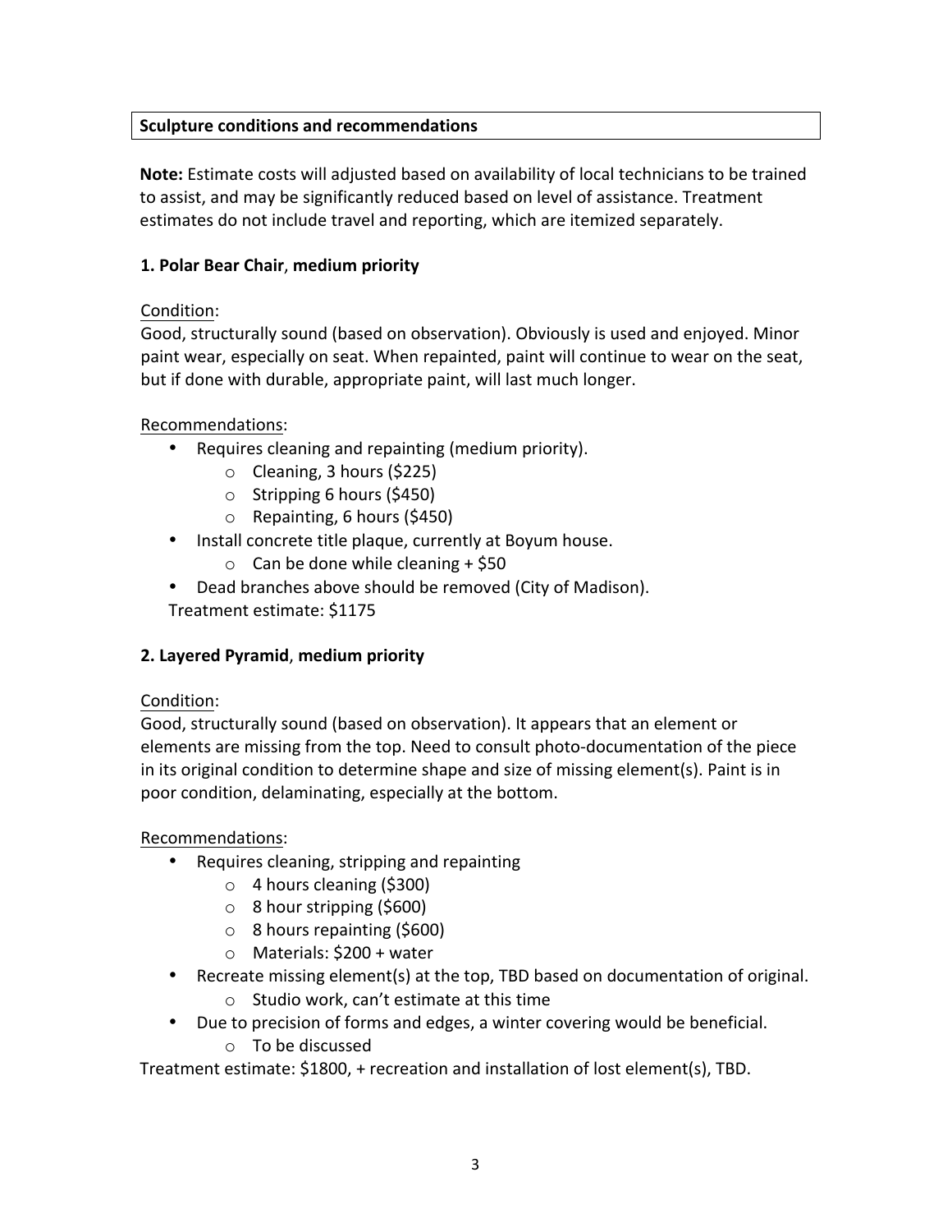**Sculpture conditions and recommendations**

**Note:** Estimate costs will adjusted based on availability of local technicians to be trained to assist, and may be significantly reduced based on level of assistance. Treatment estimates do not include travel and reporting, which are itemized separately.

### 1. Polar Bear Chair, medium priority

Condition:
Good, structurally sound (based on observation). Obviously is used and enjoyed. Minor paint wear, especially on seat. When repainted, paint will continue to wear on the seat, but if done with durable, appropriate paint, will last much longer.

Recommendations:

- Requires cleaning and repainting (medium priority).
  - Cleaning, 3 hours ($225)
  - Stripping 6 hours ($450)
  - Repainting, 6 hours ($450)
- Install concrete title plaque, currently at Boyum house.
  - Can be done while cleaning + $50
- Dead branches above should be removed (City of Madison).

Treatment estimate: $1175

### 2. Layered Pyramid, medium priority

Condition:
Good, structurally sound (based on observation). It appears that an element or elements are missing from the top. Need to consult photo-documentation of the piece in its original condition to determine shape and size of missing element(s). Paint is in poor condition, delaminating, especially at the bottom.

Recommendations:

- Requires cleaning, stripping and repainting
  - 4 hours cleaning ($300)
  - 8 hour stripping ($600)
  - 8 hours repainting ($600)
  - Materials: $200 + water
- Recreate missing element(s) at the top, TBD based on documentation of original.
  - Studio work, can't estimate at this time
- Due to precision of forms and edges, a winter covering would be beneficial.
  - To be discussed

Treatment estimate: $1800, + recreation and installation of lost element(s), TBD.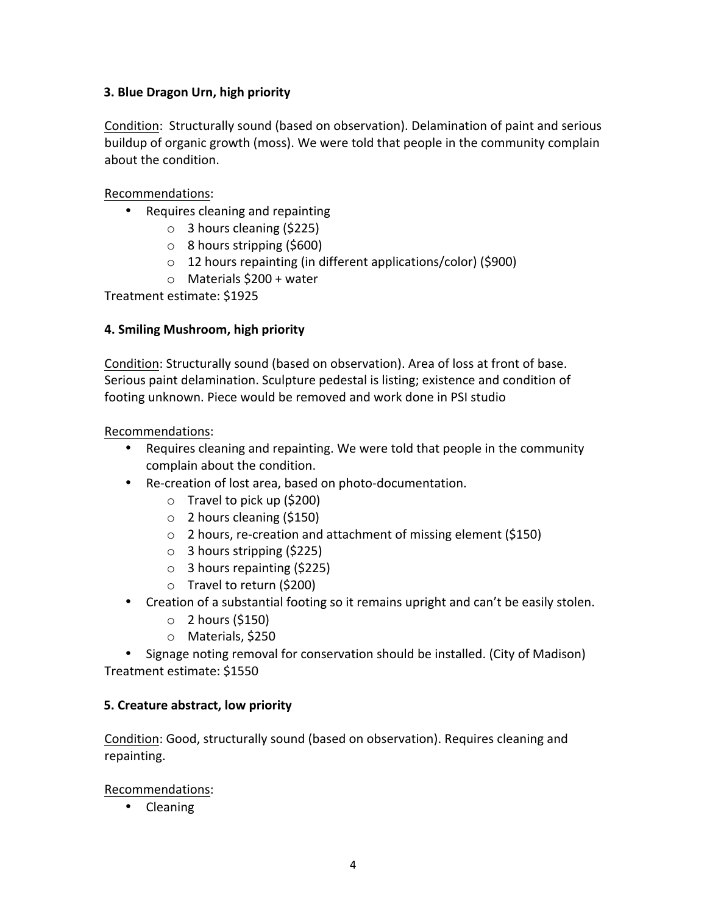**3. Blue Dragon Urn, high priority**

<u>Condition</u>: Structurally sound (based on observation). Delamination of paint and serious buildup of organic growth (moss). We were told that people in the community complain about the condition.

<u>Recommendations</u>:

- Requires cleaning and repainting
  - 3 hours cleaning ($225)
  - 8 hours stripping ($600)
  - 12 hours repainting (in different applications/color) ($900)
  - Materials $200 + water

Treatment estimate: $1925

**4. Smiling Mushroom, high priority**

<u>Condition</u>: Structurally sound (based on observation). Area of loss at front of base. Serious paint delamination. Sculpture pedestal is listing; existence and condition of footing unknown. Piece would be removed and work done in PSI studio

<u>Recommendations</u>:

- Requires cleaning and repainting. We were told that people in the community complain about the condition.
- Re-creation of lost area, based on photo-documentation.
  - Travel to pick up ($200)
  - 2 hours cleaning ($150)
  - 2 hours, re-creation and attachment of missing element ($150)
  - 3 hours stripping ($225)
  - 3 hours repainting ($225)
  - Travel to return ($200)
- Creation of a substantial footing so it remains upright and can't be easily stolen.
  - 2 hours ($150)
  - Materials, $250
- Signage noting removal for conservation should be installed. (City of Madison)

Treatment estimate: $1550

**5. Creature abstract, low priority**

<u>Condition</u>: Good, structurally sound (based on observation). Requires cleaning and repainting.

<u>Recommendations</u>:

- Cleaning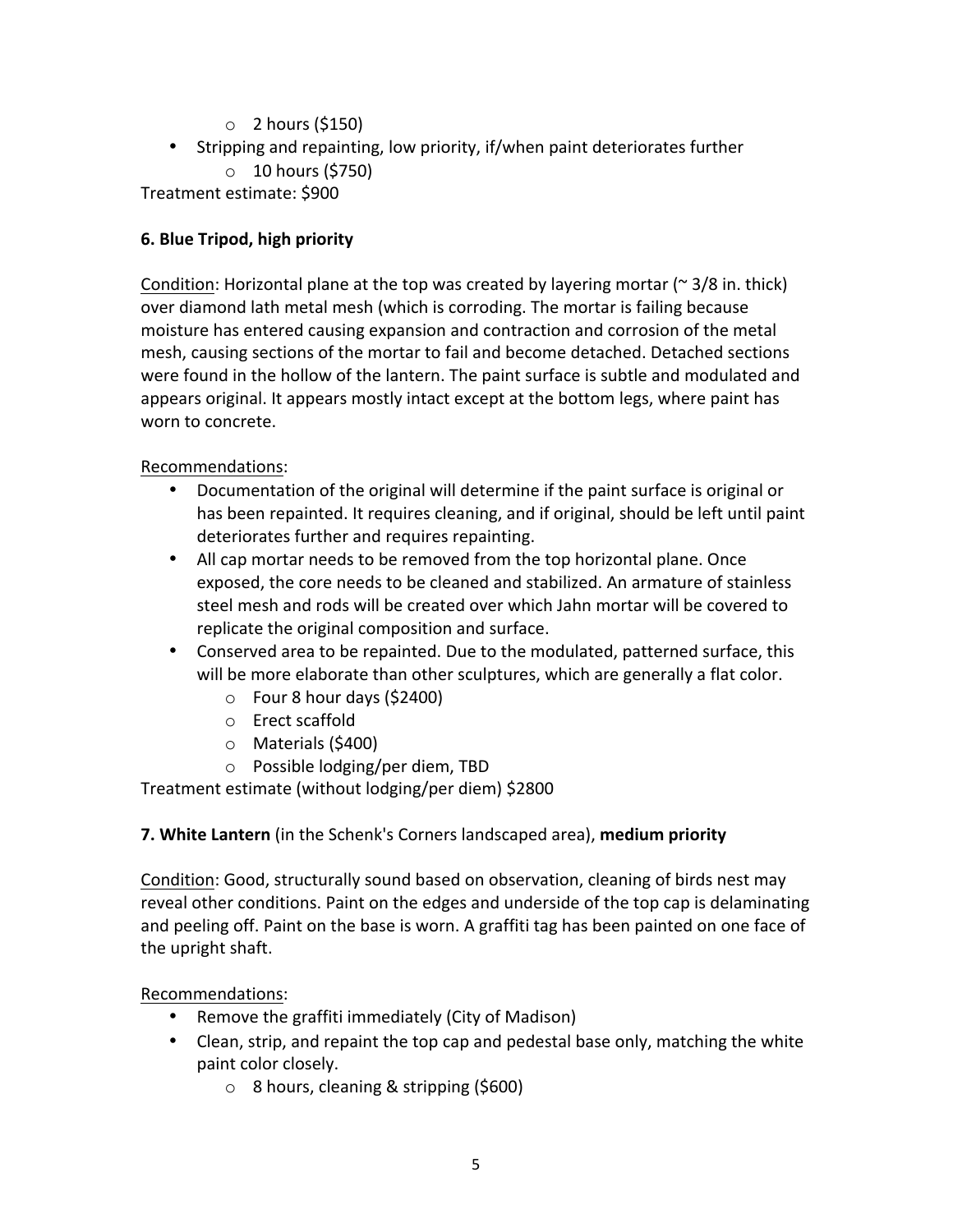- 2 hours ($150)
- Stripping and repainting, low priority, if/when paint deteriorates further
  - 10 hours ($750)

Treatment estimate: $900

**6. Blue Tripod, high priority**

Condition: Horizontal plane at the top was created by layering mortar (~ 3/8 in. thick) over diamond lath metal mesh (which is corroding. The mortar is failing because moisture has entered causing expansion and contraction and corrosion of the metal mesh, causing sections of the mortar to fail and become detached. Detached sections were found in the hollow of the lantern. The paint surface is subtle and modulated and appears original. It appears mostly intact except at the bottom legs, where paint has worn to concrete.

Recommendations:

- Documentation of the original will determine if the paint surface is original or has been repainted. It requires cleaning, and if original, should be left until paint deteriorates further and requires repainting.
- All cap mortar needs to be removed from the top horizontal plane. Once exposed, the core needs to be cleaned and stabilized. An armature of stainless steel mesh and rods will be created over which Jahn mortar will be covered to replicate the original composition and surface.
- Conserved area to be repainted. Due to the modulated, patterned surface, this will be more elaborate than other sculptures, which are generally a flat color.
  - Four 8 hour days ($2400)
  - Erect scaffold
  - Materials ($400)
  - Possible lodging/per diem, TBD

Treatment estimate (without lodging/per diem) $2800

**7. White Lantern** (in the Schenk's Corners landscaped area), **medium priority**

Condition: Good, structurally sound based on observation, cleaning of birds nest may reveal other conditions. Paint on the edges and underside of the top cap is delaminating and peeling off. Paint on the base is worn. A graffiti tag has been painted on one face of the upright shaft.

Recommendations:

- Remove the graffiti immediately (City of Madison)
- Clean, strip, and repaint the top cap and pedestal base only, matching the white paint color closely.
  - 8 hours, cleaning & stripping ($600)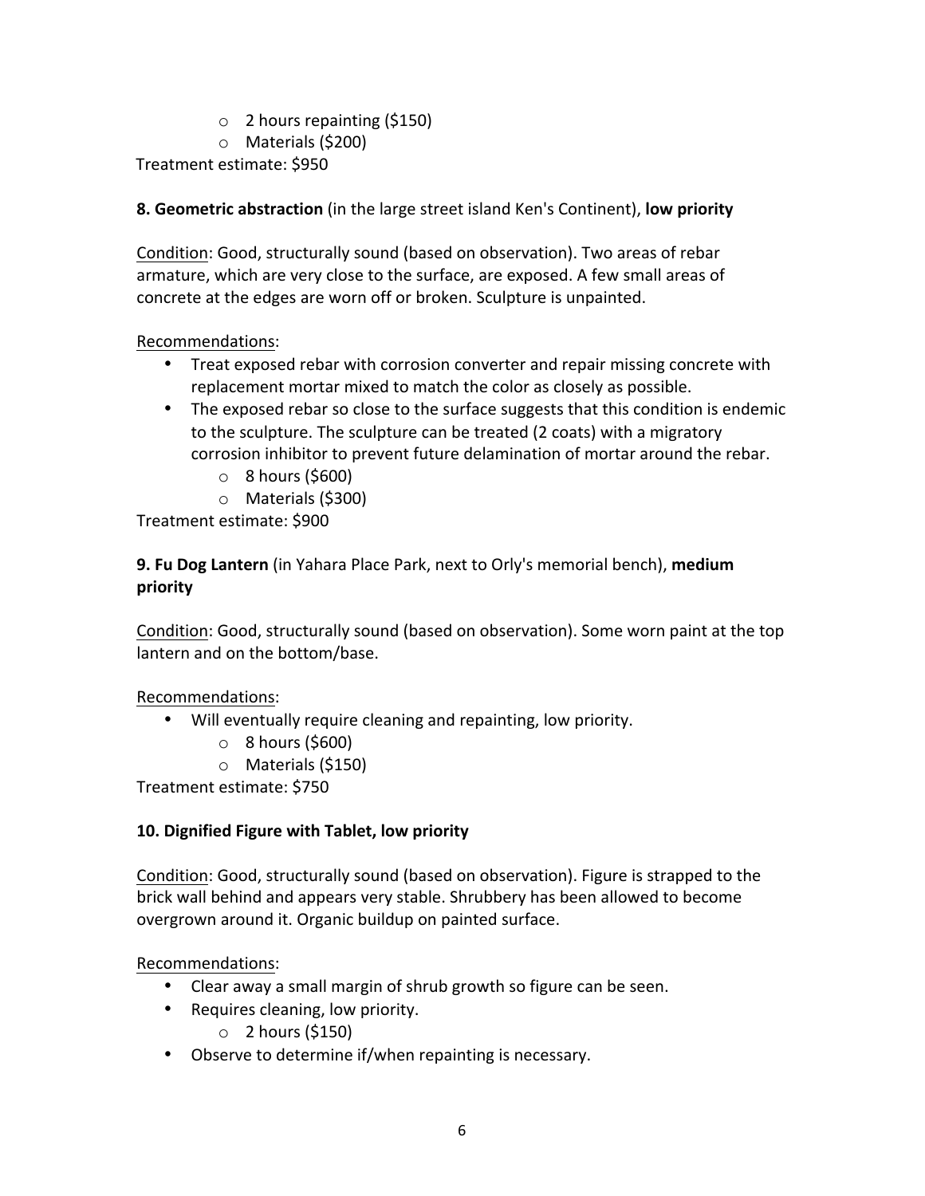- 2 hours repainting ($150)
  - Materials ($200)

Treatment estimate: $950

**8. Geometric abstraction** (in the large street island Ken's Continent), **low priority**

Condition: Good, structurally sound (based on observation). Two areas of rebar armature, which are very close to the surface, are exposed. A few small areas of concrete at the edges are worn off or broken. Sculpture is unpainted.

Recommendations:

- Treat exposed rebar with corrosion converter and repair missing concrete with replacement mortar mixed to match the color as closely as possible.
- The exposed rebar so close to the surface suggests that this condition is endemic to the sculpture. The sculpture can be treated (2 coats) with a migratory corrosion inhibitor to prevent future delamination of mortar around the rebar.
  - 8 hours ($600)
  - Materials ($300)

Treatment estimate: $900

**9. Fu Dog Lantern** (in Yahara Place Park, next to Orly's memorial bench), **medium priority**

Condition: Good, structurally sound (based on observation). Some worn paint at the top lantern and on the bottom/base.

Recommendations:

- Will eventually require cleaning and repainting, low priority.
  - 8 hours ($600)
  - Materials ($150)

Treatment estimate: $750

**10. Dignified Figure with Tablet, low priority**

Condition: Good, structurally sound (based on observation). Figure is strapped to the brick wall behind and appears very stable. Shrubbery has been allowed to become overgrown around it. Organic buildup on painted surface.

Recommendations:

- Clear away a small margin of shrub growth so figure can be seen.
- Requires cleaning, low priority.
  - 2 hours ($150)
- Observe to determine if/when repainting is necessary.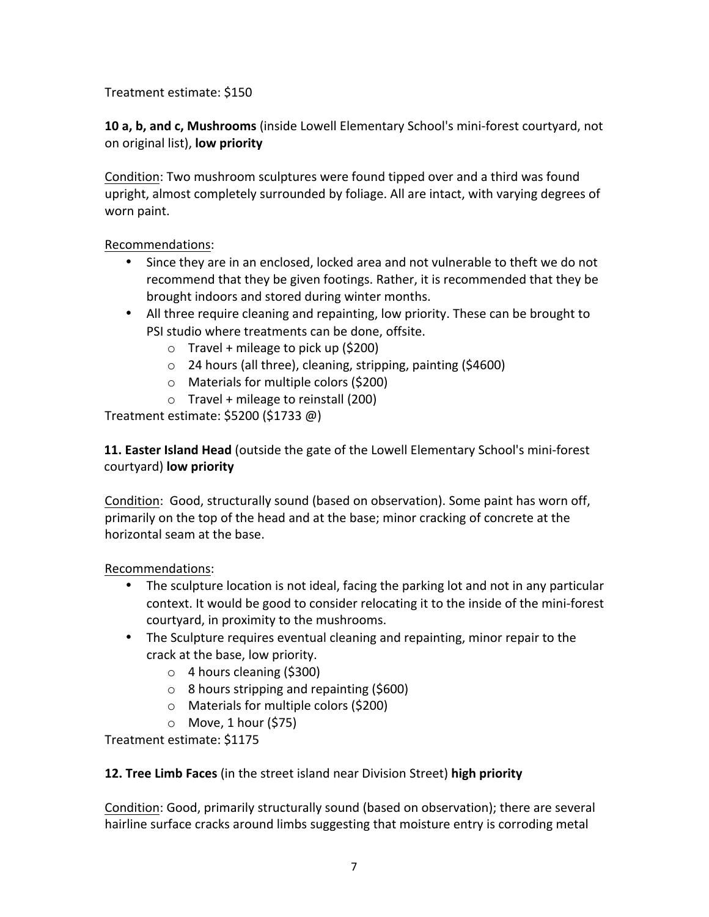Treatment estimate: $150

**10 a, b, and c, Mushrooms** (inside Lowell Elementary School's mini-forest courtyard, not on original list), **low priority**

Condition: Two mushroom sculptures were found tipped over and a third was found upright, almost completely surrounded by foliage. All are intact, with varying degrees of worn paint.

Recommendations:

- Since they are in an enclosed, locked area and not vulnerable to theft we do not recommend that they be given footings. Rather, it is recommended that they be brought indoors and stored during winter months.
- All three require cleaning and repainting, low priority. These can be brought to PSI studio where treatments can be done, offsite.
    - Travel + mileage to pick up ($200)
    - 24 hours (all three), cleaning, stripping, painting ($4600)
    - Materials for multiple colors ($200)
    - Travel + mileage to reinstall (200)

Treatment estimate: $5200 ($1733 @)

**11. Easter Island Head** (outside the gate of the Lowell Elementary School's mini-forest courtyard) **low priority**

Condition: Good, structurally sound (based on observation). Some paint has worn off, primarily on the top of the head and at the base; minor cracking of concrete at the horizontal seam at the base.

Recommendations:

- The sculpture location is not ideal, facing the parking lot and not in any particular context. It would be good to consider relocating it to the inside of the mini-forest courtyard, in proximity to the mushrooms.
- The Sculpture requires eventual cleaning and repainting, minor repair to the crack at the base, low priority.
    - 4 hours cleaning ($300)
    - 8 hours stripping and repainting ($600)
    - Materials for multiple colors ($200)
    - Move, 1 hour ($75)

Treatment estimate: $1175

**12. Tree Limb Faces** (in the street island near Division Street) **high priority**

Condition: Good, primarily structurally sound (based on observation); there are several hairline surface cracks around limbs suggesting that moisture entry is corroding metal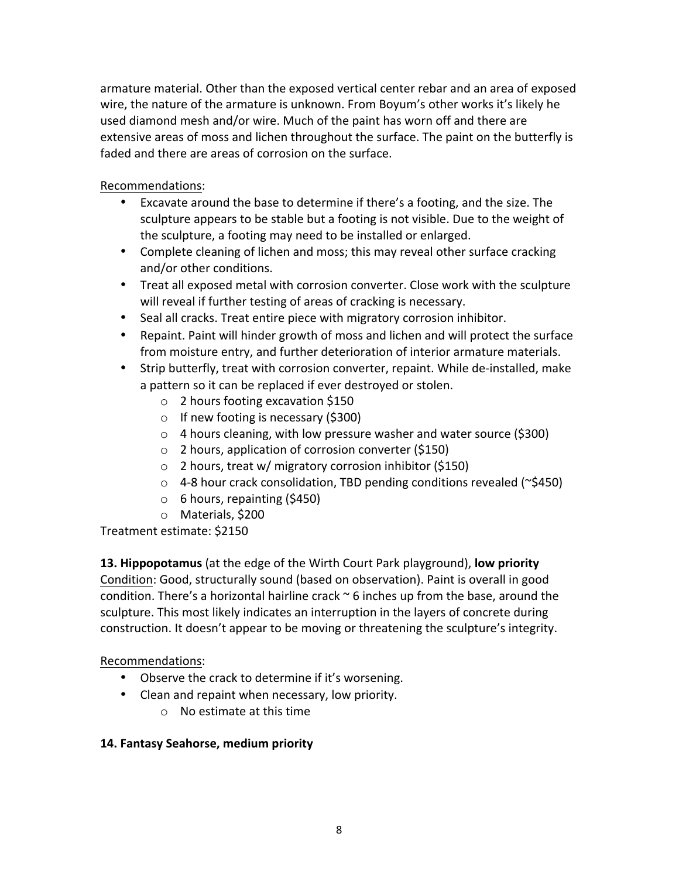armature material. Other than the exposed vertical center rebar and an area of exposed wire, the nature of the armature is unknown. From Boyum's other works it's likely he used diamond mesh and/or wire. Much of the paint has worn off and there are extensive areas of moss and lichen throughout the surface. The paint on the butterfly is faded and there are areas of corrosion on the surface.

Recommendations:

- Excavate around the base to determine if there's a footing, and the size. The sculpture appears to be stable but a footing is not visible. Due to the weight of the sculpture, a footing may need to be installed or enlarged.
- Complete cleaning of lichen and moss; this may reveal other surface cracking and/or other conditions.
- Treat all exposed metal with corrosion converter. Close work with the sculpture will reveal if further testing of areas of cracking is necessary.
- Seal all cracks. Treat entire piece with migratory corrosion inhibitor.
- Repaint. Paint will hinder growth of moss and lichen and will protect the surface from moisture entry, and further deterioration of interior armature materials.
- Strip butterfly, treat with corrosion converter, repaint. While de-installed, make a pattern so it can be replaced if ever destroyed or stolen.
    - 2 hours footing excavation $150
    - If new footing is necessary ($300)
    - 4 hours cleaning, with low pressure washer and water source ($300)
    - 2 hours, application of corrosion converter ($150)
    - 2 hours, treat w/ migratory corrosion inhibitor ($150)
    - 4-8 hour crack consolidation, TBD pending conditions revealed (~$450)
    - 6 hours, repainting ($450)
    - Materials, $200

Treatment estimate: $2150

**13. Hippopotamus** (at the edge of the Wirth Court Park playground), **low priority**
Condition: Good, structurally sound (based on observation). Paint is overall in good condition. There's a horizontal hairline crack ~ 6 inches up from the base, around the sculpture. This most likely indicates an interruption in the layers of concrete during construction. It doesn't appear to be moving or threatening the sculpture's integrity.

Recommendations:

- Observe the crack to determine if it's worsening.
- Clean and repaint when necessary, low priority.
    - No estimate at this time

**14. Fantasy Seahorse, medium priority**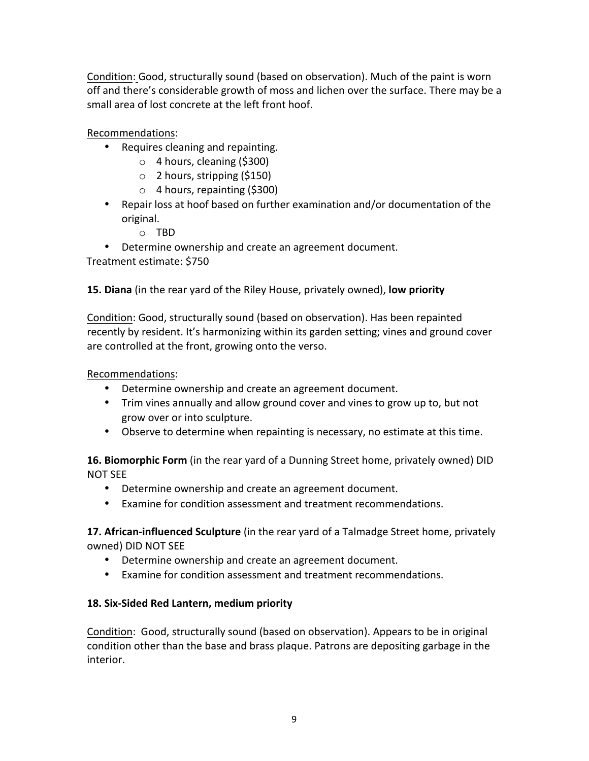Condition: Good, structurally sound (based on observation). Much of the paint is worn off and there's considerable growth of moss and lichen over the surface. There may be a small area of lost concrete at the left front hoof.

Recommendations:

- Requires cleaning and repainting.
  - 4 hours, cleaning ($300)
  - 2 hours, stripping ($150)
  - 4 hours, repainting ($300)
- Repair loss at hoof based on further examination and/or documentation of the original.
  - TBD
- Determine ownership and create an agreement document.

Treatment estimate: $750

**15. Diana** (in the rear yard of the Riley House, privately owned), **low priority**

Condition: Good, structurally sound (based on observation). Has been repainted recently by resident. It's harmonizing within its garden setting; vines and ground cover are controlled at the front, growing onto the verso.

Recommendations:

- Determine ownership and create an agreement document.
- Trim vines annually and allow ground cover and vines to grow up to, but not grow over or into sculpture.
- Observe to determine when repainting is necessary, no estimate at this time.

**16. Biomorphic Form** (in the rear yard of a Dunning Street home, privately owned) DID NOT SEE

- Determine ownership and create an agreement document.
- Examine for condition assessment and treatment recommendations.

**17. African-influenced Sculpture** (in the rear yard of a Talmadge Street home, privately owned) DID NOT SEE

- Determine ownership and create an agreement document.
- Examine for condition assessment and treatment recommendations.

**18. Six-Sided Red Lantern, medium priority**

Condition: Good, structurally sound (based on observation). Appears to be in original condition other than the base and brass plaque. Patrons are depositing garbage in the interior.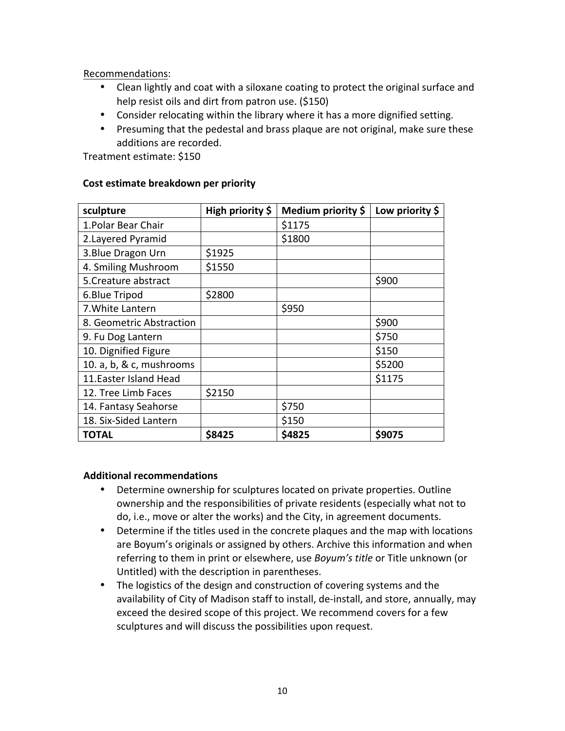Recommendations:

- Clean lightly and coat with a siloxane coating to protect the original surface and help resist oils and dirt from patron use. ($150)
- Consider relocating within the library where it has a more dignified setting.
- Presuming that the pedestal and brass plaque are not original, make sure these additions are recorded.

Treatment estimate: $150

**Cost estimate breakdown per priority**

| sculpture | High priority $ | Medium priority $ | Low priority $ |
|---|---|---|---|
| 1.Polar Bear Chair | | $1175 | |
| 2.Layered Pyramid | | $1800 | |
| 3.Blue Dragon Urn | $1925 | | |
| 4. Smiling Mushroom | $1550 | | |
| 5.Creature abstract | | | $900 |
| 6.Blue Tripod | $2800 | | |
| 7.White Lantern | | $950 | |
| 8. Geometric Abstraction | | | $900 |
| 9. Fu Dog Lantern | | | $750 |
| 10. Dignified Figure | | | $150 |
| 10. a, b, & c, mushrooms | | | $5200 |
| 11.Easter Island Head | | | $1175 |
| 12. Tree Limb Faces | $2150 | | |
| 14. Fantasy Seahorse | | $750 | |
| 18. Six-Sided Lantern | | $150 | |
| **TOTAL** | **$8425** | **$4825** | **$9075** |

**Additional recommendations**

- Determine ownership for sculptures located on private properties. Outline ownership and the responsibilities of private residents (especially what not to do, i.e., move or alter the works) and the City, in agreement documents.
- Determine if the titles used in the concrete plaques and the map with locations are Boyum's originals or assigned by others. Archive this information and when referring to them in print or elsewhere, use *Boyum's title* or Title unknown (or Untitled) with the description in parentheses.
- The logistics of the design and construction of covering systems and the availability of City of Madison staff to install, de-install, and store, annually, may exceed the desired scope of this project. We recommend covers for a few sculptures and will discuss the possibilities upon request.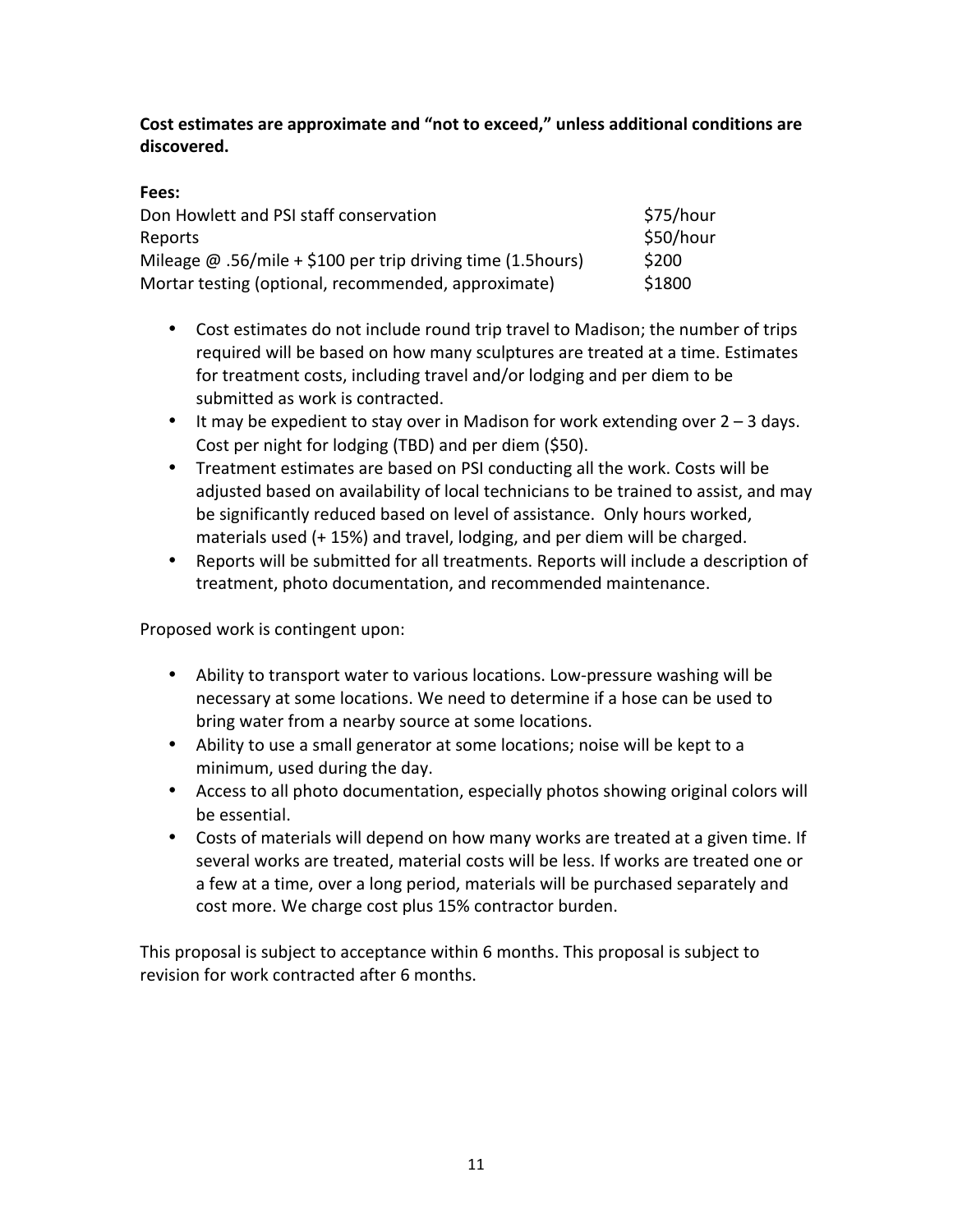**Cost estimates are approximate and "not to exceed," unless additional conditions are discovered.**

**Fees:**

| | |
|---|---|
| Don Howlett and PSI staff conservation | $75/hour |
| Reports | $50/hour |
| Mileage @ .56/mile + $100 per trip driving time (1.5hours) | $200 |
| Mortar testing (optional, recommended, approximate) | $1800 |

- Cost estimates do not include round trip travel to Madison; the number of trips required will be based on how many sculptures are treated at a time. Estimates for treatment costs, including travel and/or lodging and per diem to be submitted as work is contracted.
- It may be expedient to stay over in Madison for work extending over 2 – 3 days. Cost per night for lodging (TBD) and per diem ($50).
- Treatment estimates are based on PSI conducting all the work. Costs will be adjusted based on availability of local technicians to be trained to assist, and may be significantly reduced based on level of assistance. Only hours worked, materials used (+ 15%) and travel, lodging, and per diem will be charged.
- Reports will be submitted for all treatments. Reports will include a description of treatment, photo documentation, and recommended maintenance.

Proposed work is contingent upon:

- Ability to transport water to various locations. Low-pressure washing will be necessary at some locations. We need to determine if a hose can be used to bring water from a nearby source at some locations.
- Ability to use a small generator at some locations; noise will be kept to a minimum, used during the day.
- Access to all photo documentation, especially photos showing original colors will be essential.
- Costs of materials will depend on how many works are treated at a given time. If several works are treated, material costs will be less. If works are treated one or a few at a time, over a long period, materials will be purchased separately and cost more. We charge cost plus 15% contractor burden.

This proposal is subject to acceptance within 6 months. This proposal is subject to revision for work contracted after 6 months.